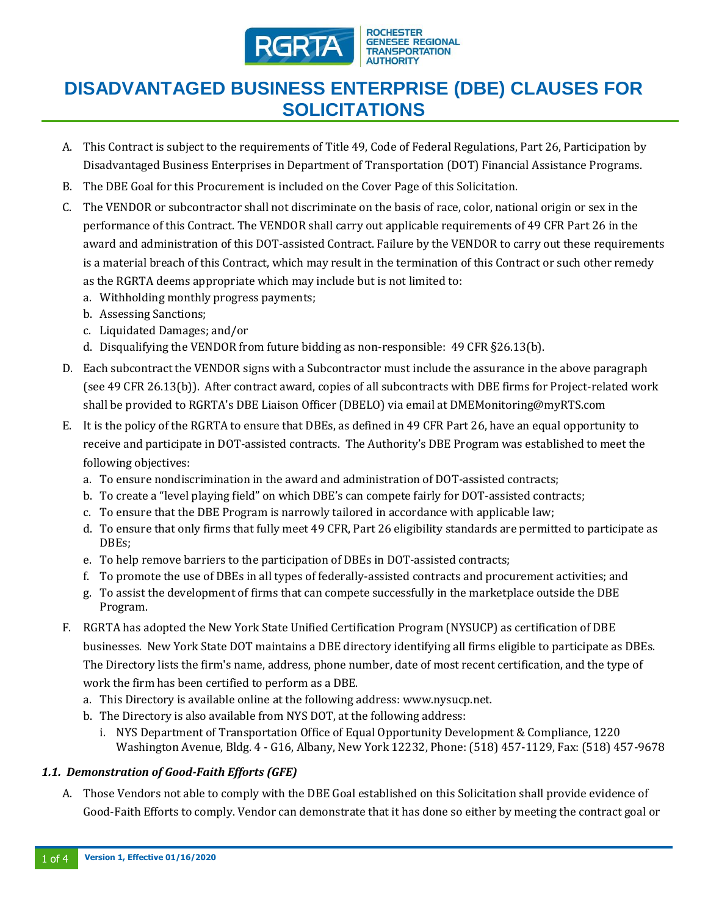# DISADVANTAGED BUSINESS ENTERPRISE (DBE) CLAUSES FOR SOLICITATIONS

A. This Contract is subject to the requirements of Title 49, Code of Federal Regulations, Part 26, Participation by Disadvantaged Business Enterprises in Department of Transportation (DOT) Financial Assistance Programs.

B. The DBE Goal for this Procurement is included on the Cover Page of this Solicitation.

C. The VENDOR or subcontractor shall not discriminate on the basis of race, color, national origin or sex in the performance of this Contract. The VENDOR shall carry out applicable requirements of 49 CFR Part 26 in the award and administration of this DOT-assisted Contract. Failure by the VENDOR to carry out these requirements is a material breach of this Contract, which may result in the termination of this Contract or such other remedy as the RGRTA deems appropriate which may include but is not limited to:
   a. Withholding monthly progress payments;
   b. Assessing Sanctions;
   c. Liquidated Damages; and/or
   d. Disqualifying the VENDOR from future bidding as non-responsible: 49 CFR §26.13(b).

D. Each subcontract the VENDOR signs with a Subcontractor must include the assurance in the above paragraph (see 49 CFR 26.13(b)). After contract award, copies of all subcontracts with DBE firms for Project-related work shall be provided to RGRTA's DBE Liaison Officer (DBELO) via email at DMEMonitoring@myRTS.com

E. It is the policy of the RGRTA to ensure that DBEs, as defined in 49 CFR Part 26, have an equal opportunity to receive and participate in DOT-assisted contracts. The Authority's DBE Program was established to meet the following objectives:
   a. To ensure nondiscrimination in the award and administration of DOT-assisted contracts;
   b. To create a "level playing field" on which DBE's can compete fairly for DOT-assisted contracts;
   c. To ensure that the DBE Program is narrowly tailored in accordance with applicable law;
   d. To ensure that only firms that fully meet 49 CFR, Part 26 eligibility standards are permitted to participate as DBEs;
   e. To help remove barriers to the participation of DBEs in DOT-assisted contracts;
   f. To promote the use of DBEs in all types of federally-assisted contracts and procurement activities; and
   g. To assist the development of firms that can compete successfully in the marketplace outside the DBE Program.

F. RGRTA has adopted the New York State Unified Certification Program (NYSUCP) as certification of DBE businesses. New York State DOT maintains a DBE directory identifying all firms eligible to participate as DBEs. The Directory lists the firm's name, address, phone number, date of most recent certification, and the type of work the firm has been certified to perform as a DBE.
   a. This Directory is available online at the following address: www.nysucp.net.
   b. The Directory is also available from NYS DOT, at the following address:
      i. NYS Department of Transportation Office of Equal Opportunity Development & Compliance, 1220 Washington Avenue, Bldg. 4 - G16, Albany, New York 12232, Phone: (518) 457-1129, Fax: (518) 457-9678

### *1.1. Demonstration of Good-Faith Efforts (GFE)*

A. Those Vendors not able to comply with the DBE Goal established on this Solicitation shall provide evidence of Good-Faith Efforts to comply. Vendor can demonstrate that it has done so either by meeting the contract goal or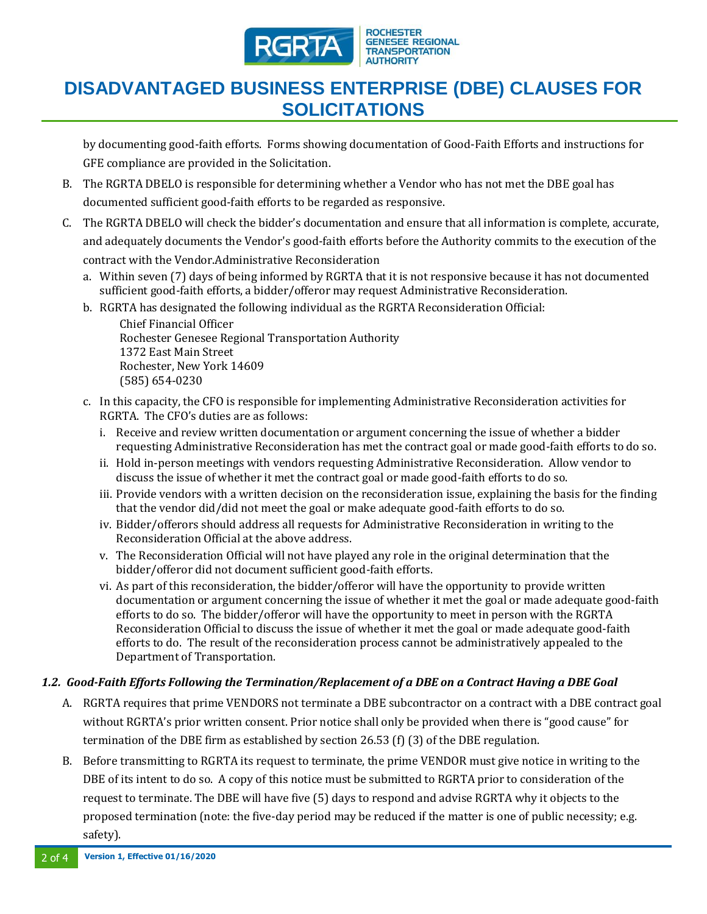by documenting good-faith efforts. Forms showing documentation of Good-Faith Efforts and instructions for GFE compliance are provided in the Solicitation.

B. The RGRTA DBELO is responsible for determining whether a Vendor who has not met the DBE goal has documented sufficient good-faith efforts to be regarded as responsive.

C. The RGRTA DBELO will check the bidder's documentation and ensure that all information is complete, accurate, and adequately documents the Vendor's good-faith efforts before the Authority commits to the execution of the contract with the Vendor.Administrative Reconsideration

   a. Within seven (7) days of being informed by RGRTA that it is not responsive because it has not documented sufficient good-faith efforts, a bidder/offeror may request Administrative Reconsideration.

   b. RGRTA has designated the following individual as the RGRTA Reconsideration Official:

      Chief Financial Officer
      Rochester Genesee Regional Transportation Authority
      1372 East Main Street
      Rochester, New York 14609
      (585) 654-0230

   c. In this capacity, the CFO is responsible for implementing Administrative Reconsideration activities for RGRTA. The CFO's duties are as follows:

      i. Receive and review written documentation or argument concerning the issue of whether a bidder requesting Administrative Reconsideration has met the contract goal or made good-faith efforts to do so.

      ii. Hold in-person meetings with vendors requesting Administrative Reconsideration. Allow vendor to discuss the issue of whether it met the contract goal or made good-faith efforts to do so.

      iii. Provide vendors with a written decision on the reconsideration issue, explaining the basis for the finding that the vendor did/did not meet the goal or make adequate good-faith efforts to do so.

      iv. Bidder/offerors should address all requests for Administrative Reconsideration in writing to the Reconsideration Official at the above address.

      v. The Reconsideration Official will not have played any role in the original determination that the bidder/offeror did not document sufficient good-faith efforts.

      vi. As part of this reconsideration, the bidder/offeror will have the opportunity to provide written documentation or argument concerning the issue of whether it met the goal or made adequate good-faith efforts to do so. The bidder/offeror will have the opportunity to meet in person with the RGRTA Reconsideration Official to discuss the issue of whether it met the goal or made adequate good-faith efforts to do. The result of the reconsideration process cannot be administratively appealed to the Department of Transportation.

### *1.2. Good-Faith Efforts Following the Termination/Replacement of a DBE on a Contract Having a DBE Goal*

A. RGRTA requires that prime VENDORS not terminate a DBE subcontractor on a contract with a DBE contract goal without RGRTA's prior written consent. Prior notice shall only be provided when there is "good cause" for termination of the DBE firm as established by section 26.53 (f) (3) of the DBE regulation.

B. Before transmitting to RGRTA its request to terminate, the prime VENDOR must give notice in writing to the DBE of its intent to do so. A copy of this notice must be submitted to RGRTA prior to consideration of the request to terminate. The DBE will have five (5) days to respond and advise RGRTA why it objects to the proposed termination (note: the five-day period may be reduced if the matter is one of public necessity; e.g. safety).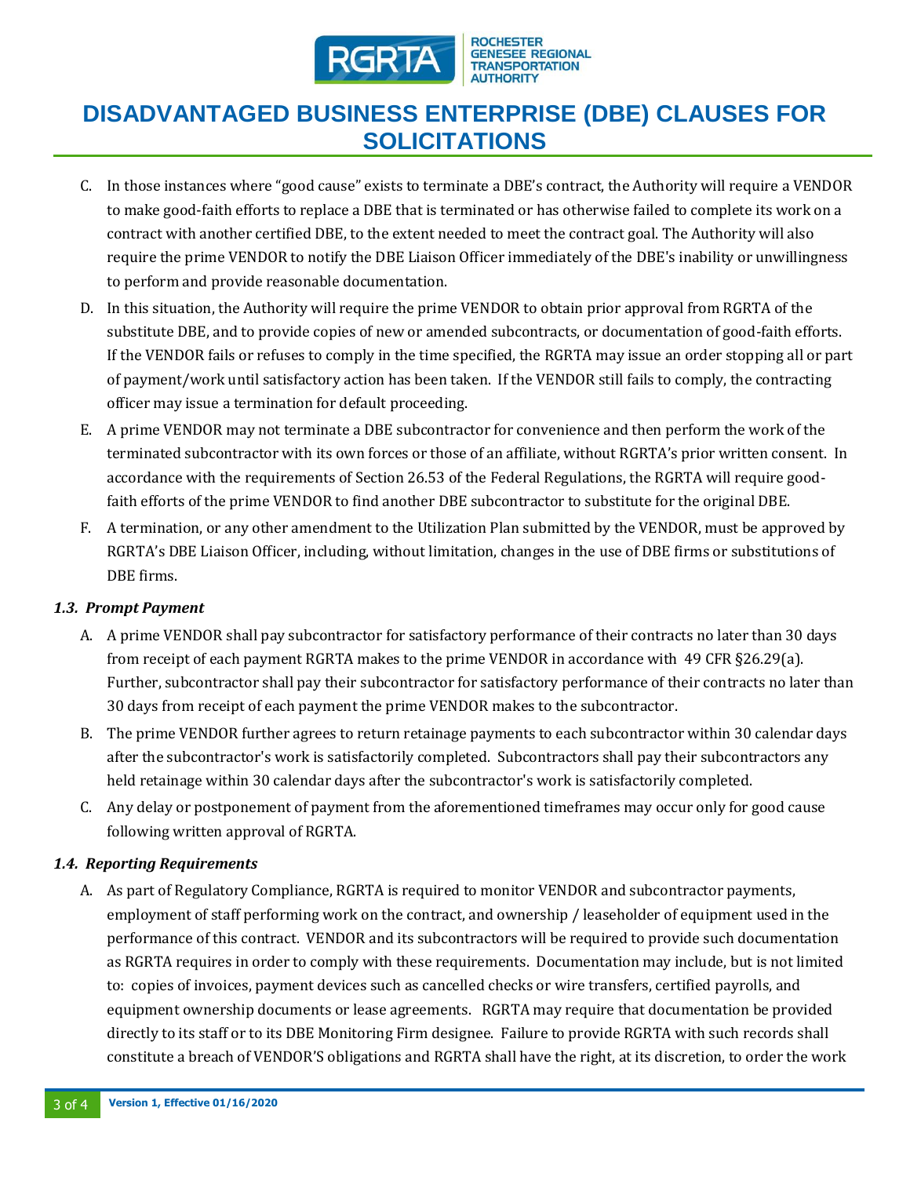C. In those instances where "good cause" exists to terminate a DBE's contract, the Authority will require a VENDOR to make good-faith efforts to replace a DBE that is terminated or has otherwise failed to complete its work on a contract with another certified DBE, to the extent needed to meet the contract goal. The Authority will also require the prime VENDOR to notify the DBE Liaison Officer immediately of the DBE's inability or unwillingness to perform and provide reasonable documentation.

D. In this situation, the Authority will require the prime VENDOR to obtain prior approval from RGRTA of the substitute DBE, and to provide copies of new or amended subcontracts, or documentation of good-faith efforts. If the VENDOR fails or refuses to comply in the time specified, the RGRTA may issue an order stopping all or part of payment/work until satisfactory action has been taken. If the VENDOR still fails to comply, the contracting officer may issue a termination for default proceeding.

E. A prime VENDOR may not terminate a DBE subcontractor for convenience and then perform the work of the terminated subcontractor with its own forces or those of an affiliate, without RGRTA's prior written consent. In accordance with the requirements of Section 26.53 of the Federal Regulations, the RGRTA will require good-faith efforts of the prime VENDOR to find another DBE subcontractor to substitute for the original DBE.

F. A termination, or any other amendment to the Utilization Plan submitted by the VENDOR, must be approved by RGRTA's DBE Liaison Officer, including, without limitation, changes in the use of DBE firms or substitutions of DBE firms.

### *1.3. Prompt Payment*

A. A prime VENDOR shall pay subcontractor for satisfactory performance of their contracts no later than 30 days from receipt of each payment RGRTA makes to the prime VENDOR in accordance with 49 CFR §26.29(a). Further, subcontractor shall pay their subcontractor for satisfactory performance of their contracts no later than 30 days from receipt of each payment the prime VENDOR makes to the subcontractor.

B. The prime VENDOR further agrees to return retainage payments to each subcontractor within 30 calendar days after the subcontractor's work is satisfactorily completed. Subcontractors shall pay their subcontractors any held retainage within 30 calendar days after the subcontractor's work is satisfactorily completed.

C. Any delay or postponement of payment from the aforementioned timeframes may occur only for good cause following written approval of RGRTA.

### *1.4. Reporting Requirements*

A. As part of Regulatory Compliance, RGRTA is required to monitor VENDOR and subcontractor payments, employment of staff performing work on the contract, and ownership / leaseholder of equipment used in the performance of this contract. VENDOR and its subcontractors will be required to provide such documentation as RGRTA requires in order to comply with these requirements. Documentation may include, but is not limited to: copies of invoices, payment devices such as cancelled checks or wire transfers, certified payrolls, and equipment ownership documents or lease agreements. RGRTA may require that documentation be provided directly to its staff or to its DBE Monitoring Firm designee. Failure to provide RGRTA with such records shall constitute a breach of VENDOR'S obligations and RGRTA shall have the right, at its discretion, to order the work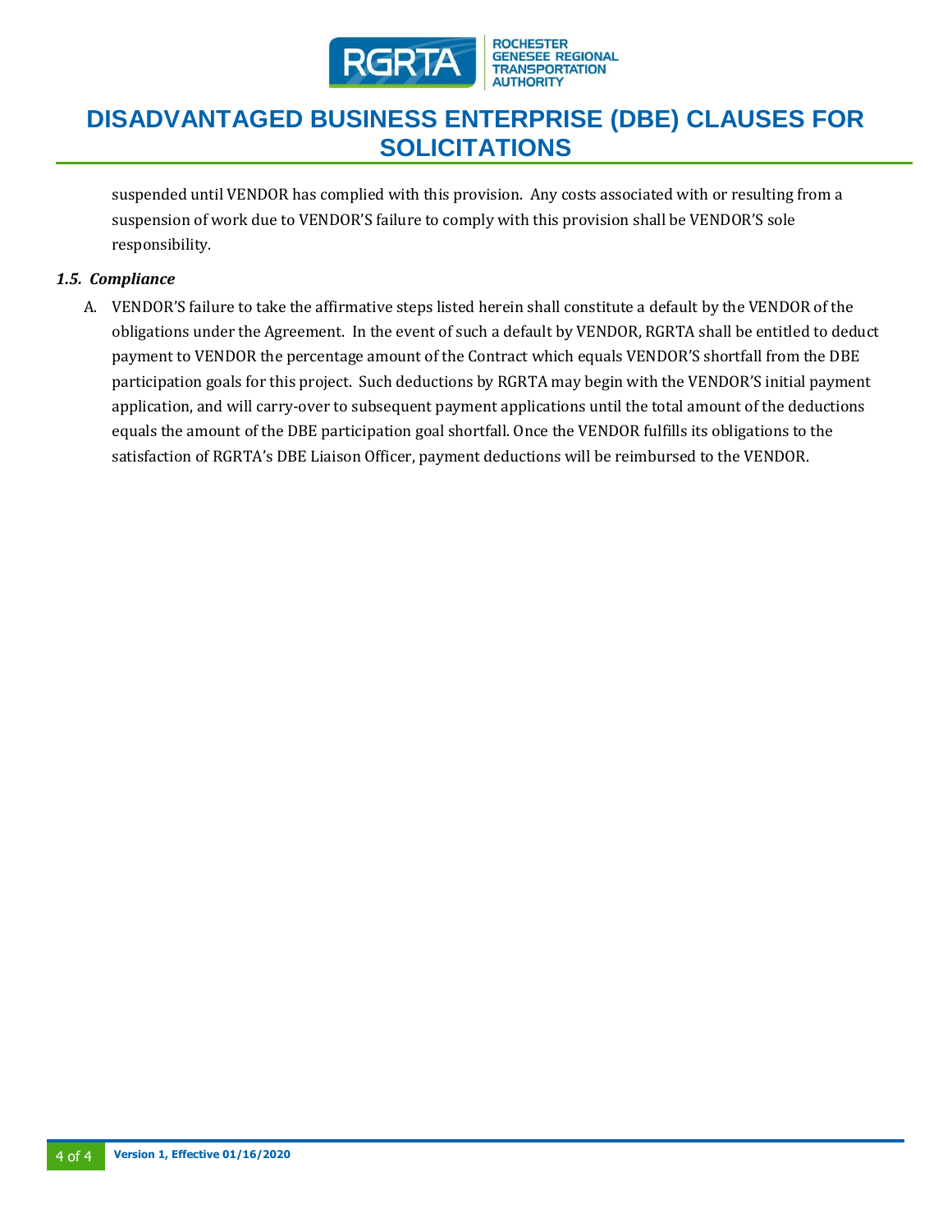suspended until VENDOR has complied with this provision. Any costs associated with or resulting from a suspension of work due to VENDOR'S failure to comply with this provision shall be VENDOR'S sole responsibility.

### *1.5. Compliance*

A. VENDOR'S failure to take the affirmative steps listed herein shall constitute a default by the VENDOR of the obligations under the Agreement. In the event of such a default by VENDOR, RGRTA shall be entitled to deduct payment to VENDOR the percentage amount of the Contract which equals VENDOR'S shortfall from the DBE participation goals for this project. Such deductions by RGRTA may begin with the VENDOR'S initial payment application, and will carry-over to subsequent payment applications until the total amount of the deductions equals the amount of the DBE participation goal shortfall. Once the VENDOR fulfills its obligations to the satisfaction of RGRTA's DBE Liaison Officer, payment deductions will be reimbursed to the VENDOR.